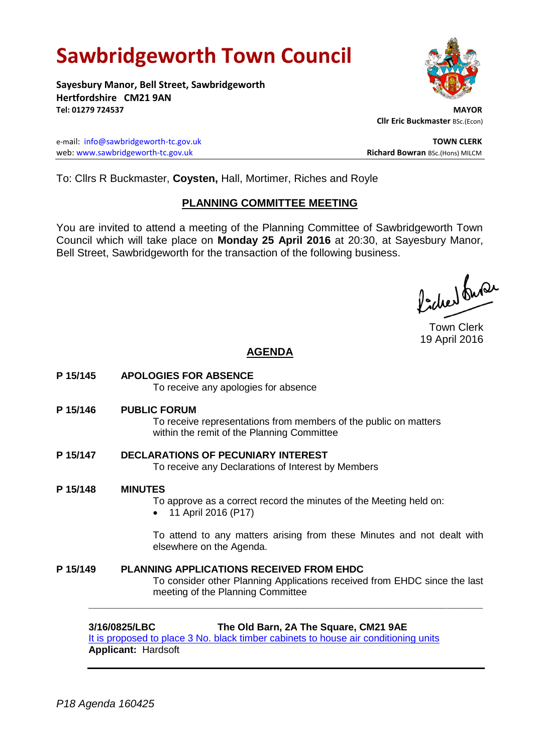# Sawbridgeworth Town Council

**Sayesbury Manor, Bell Street, Sawbridgeworth**
**Hertfordshire CM21 9AN**
**Tel: 01279 724537**

**MAYOR**
**Cllr Eric Buckmaster** BSc.(Econ)

e-mail: info@sawbridgeworth-tc.gov.uk
web: www.sawbridgeworth-tc.gov.uk

**TOWN CLERK**
**Richard Bowran** BSc.(Hons) MILCM

To: Cllrs R Buckmaster, **Coysten,** Hall, Mortimer, Riches and Royle

## PLANNING COMMITTEE MEETING

You are invited to attend a meeting of the Planning Committee of Sawbridgeworth Town Council which will take place on **Monday 25 April 2016** at 20:30, at Sayesbury Manor, Bell Street, Sawbridgeworth for the transaction of the following business.

Town Clerk
19 April 2016

## AGENDA

**P 15/145 APOLOGIES FOR ABSENCE**
To receive any apologies for absence

**P 15/146 PUBLIC FORUM**
To receive representations from members of the public on matters within the remit of the Planning Committee

**P 15/147 DECLARATIONS OF PECUNIARY INTEREST**
To receive any Declarations of Interest by Members

**P 15/148 MINUTES**
To approve as a correct record the minutes of the Meeting held on:

- 11 April 2016 (P17)

To attend to any matters arising from these Minutes and not dealt with elsewhere on the Agenda.

**P 15/149 PLANNING APPLICATIONS RECEIVED FROM EHDC**
To consider other Planning Applications received from EHDC since the last meeting of the Planning Committee

---

**3/16/0825/LBC** **The Old Barn, 2A The Square, CM21 9AE**
It is proposed to place 3 No. black timber cabinets to house air conditioning units
**Applicant:** Hardsoft

---

*P18 Agenda 160425*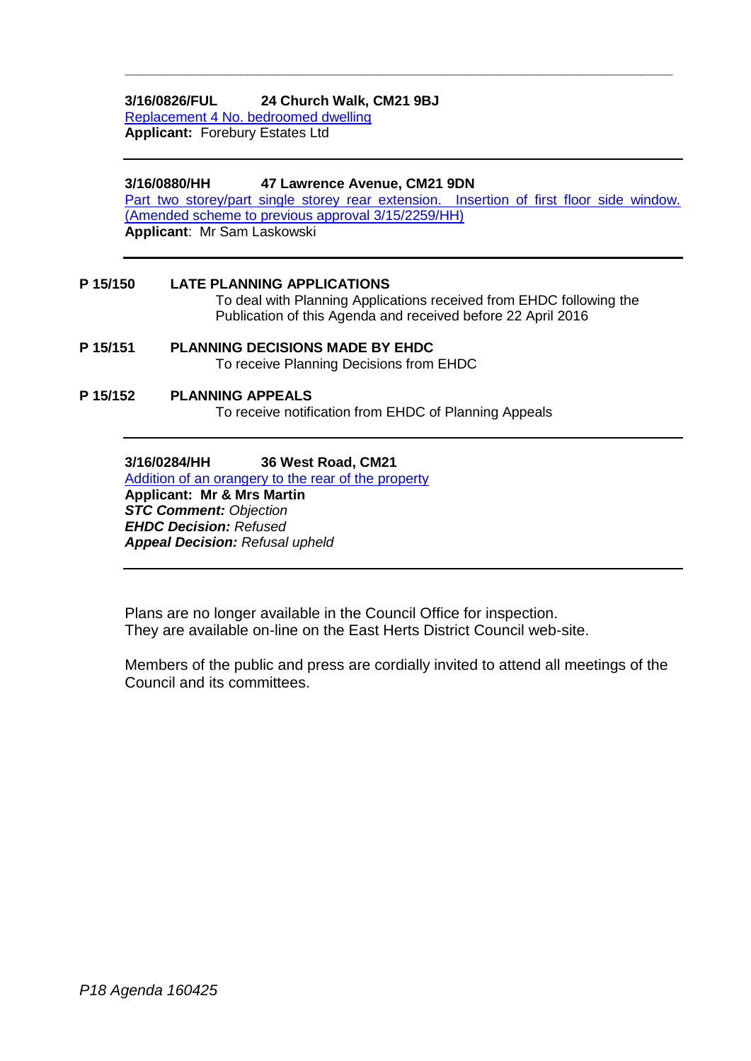---

**3/16/0826/FUL 24 Church Walk, CM21 9BJ**
Replacement 4 No. bedroomed dwelling
**Applicant:** Forebury Estates Ltd

---

**3/16/0880/HH 47 Lawrence Avenue, CM21 9DN**
Part two storey/part single storey rear extension. Insertion of first floor side window. (Amended scheme to previous approval 3/15/2259/HH)
**Applicant**: Mr Sam Laskowski

---

**P 15/150 LATE PLANNING APPLICATIONS**
To deal with Planning Applications received from EHDC following the Publication of this Agenda and received before 22 April 2016

**P 15/151 PLANNING DECISIONS MADE BY EHDC**
To receive Planning Decisions from EHDC

**P 15/152 PLANNING APPEALS**
To receive notification from EHDC of Planning Appeals

---

**3/16/0284/HH 36 West Road, CM21**
Addition of an orangery to the rear of the property
**Applicant: Mr & Mrs Martin**
***STC Comment:*** *Objection*
***EHDC Decision:*** *Refused*
***Appeal Decision:*** *Refusal upheld*

---

Plans are no longer available in the Council Office for inspection.
They are available on-line on the East Herts District Council web-site.

Members of the public and press are cordially invited to attend all meetings of the Council and its committees.